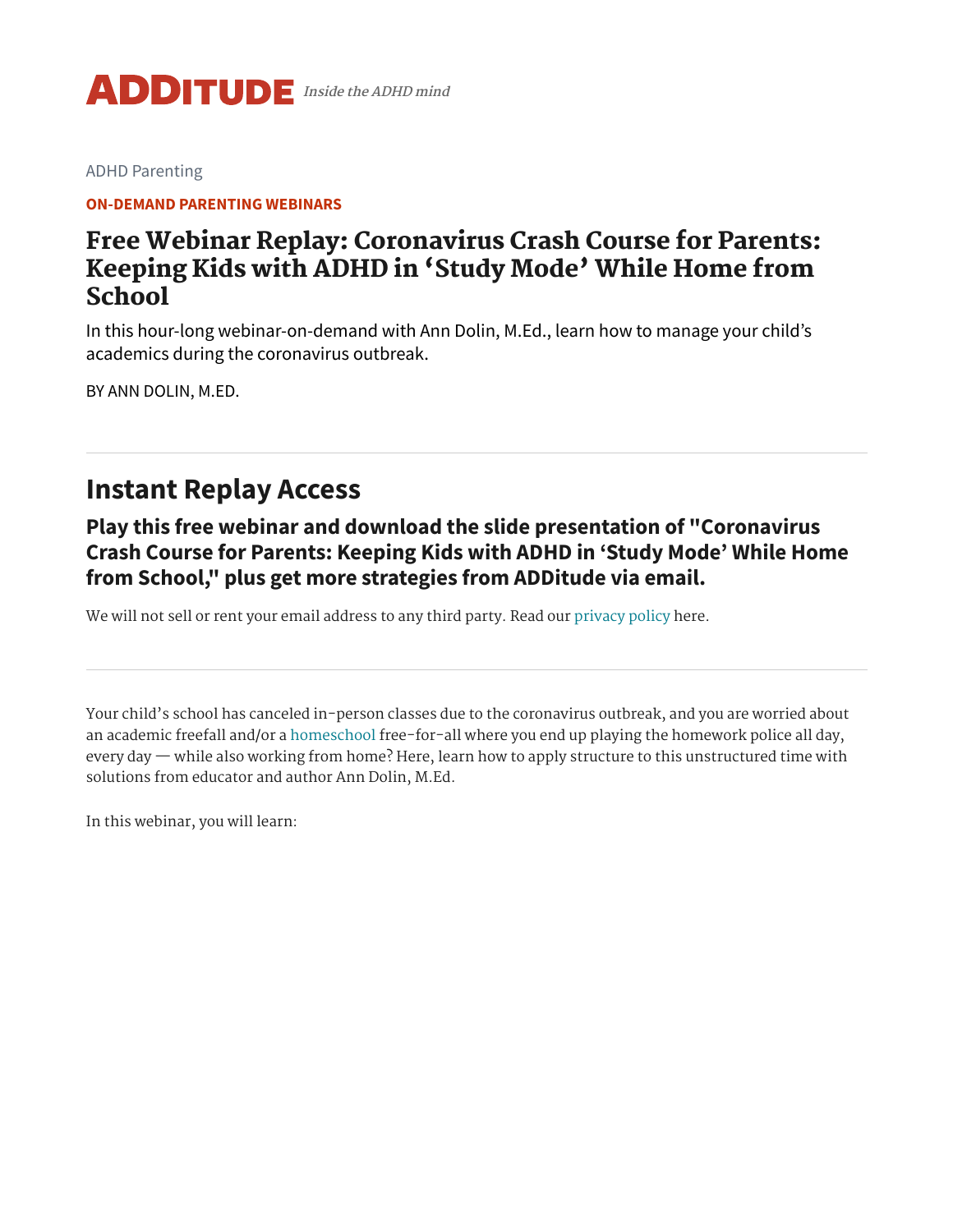ADDITUDE *Inside the ADHD mind*

ADHD Parenting

**ON-DEMAND PARENTING WEBINARS**

# Free Webinar Replay: Coronavirus Crash Course for Parents: Keeping Kids with ADHD in ‘Study Mode’ While Home from School

In this hour-long webinar-on-demand with Ann Dolin, M.Ed., learn how to manage your child’s academics during the coronavirus outbreak.

BY ANN DOLIN, M.ED.

---

## Instant Replay Access

### Play this free webinar and download the slide presentation of "Coronavirus Crash Course for Parents: Keeping Kids with ADHD in ‘Study Mode’ While Home from School," plus get more strategies from ADDitude via email.

We will not sell or rent your email address to any third party. Read our privacy policy here.

---

Your child’s school has canceled in-person classes due to the coronavirus outbreak, and you are worried about an academic freefall and/or a homeschool free-for-all where you end up playing the homework police all day, every day — while also working from home? Here, learn how to apply structure to this unstructured time with solutions from educator and author Ann Dolin, M.Ed.

In this webinar, you will learn: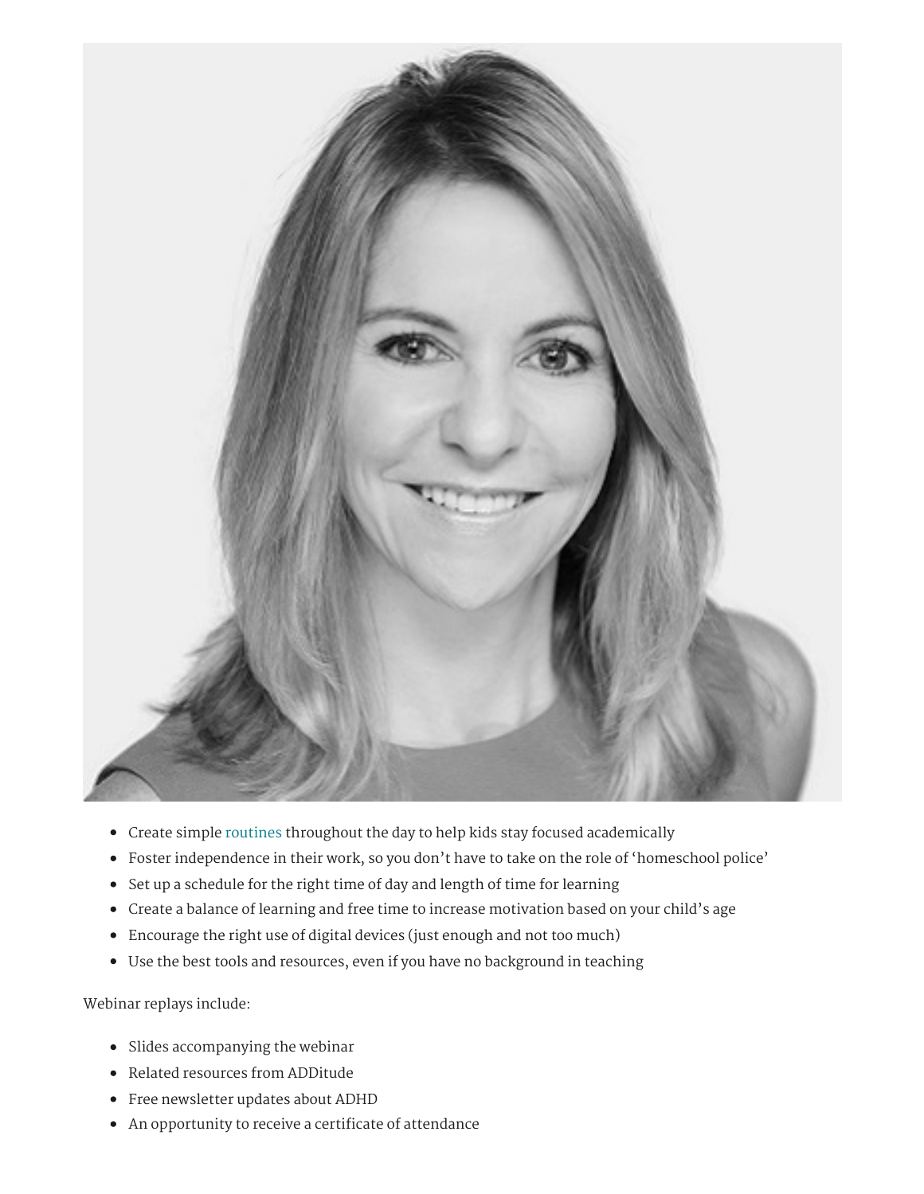- Create simple routines throughout the day to help kids stay focused academically
- Foster independence in their work, so you don't have to take on the role of 'homeschool police'
- Set up a schedule for the right time of day and length of time for learning
- Create a balance of learning and free time to increase motivation based on your child's age
- Encourage the right use of digital devices (just enough and not too much)
- Use the best tools and resources, even if you have no background in teaching

Webinar replays include:

- Slides accompanying the webinar
- Related resources from ADDitude
- Free newsletter updates about ADHD
- An opportunity to receive a certificate of attendance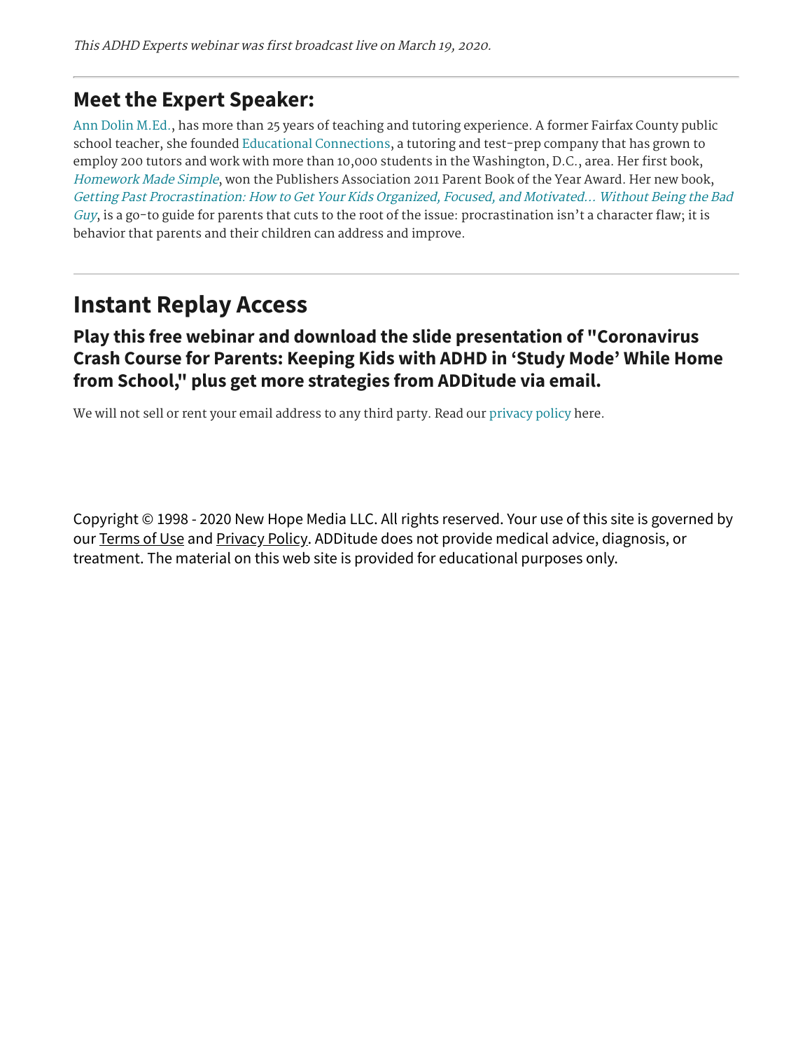*This ADHD Experts webinar was first broadcast live on March 19, 2020.*

---

## Meet the Expert Speaker:

Ann Dolin M.Ed., has more than 25 years of teaching and tutoring experience. A former Fairfax County public school teacher, she founded Educational Connections, a tutoring and test-prep company that has grown to employ 200 tutors and work with more than 10,000 students in the Washington, D.C., area. Her first book, *Homework Made Simple*, won the Publishers Association 2011 Parent Book of the Year Award. Her new book, *Getting Past Procrastination: How to Get Your Kids Organized, Focused, and Motivated… Without Being the Bad Guy*, is a go-to guide for parents that cuts to the root of the issue: procrastination isn't a character flaw; it is behavior that parents and their children can address and improve.

---

# Instant Replay Access

### Play this free webinar and download the slide presentation of "Coronavirus Crash Course for Parents: Keeping Kids with ADHD in 'Study Mode' While Home from School," plus get more strategies from ADDitude via email.

We will not sell or rent your email address to any third party. Read our privacy policy here.

Copyright © 1998 - 2020 New Hope Media LLC. All rights reserved. Your use of this site is governed by our Terms of Use and Privacy Policy. ADDitude does not provide medical advice, diagnosis, or treatment. The material on this web site is provided for educational purposes only.